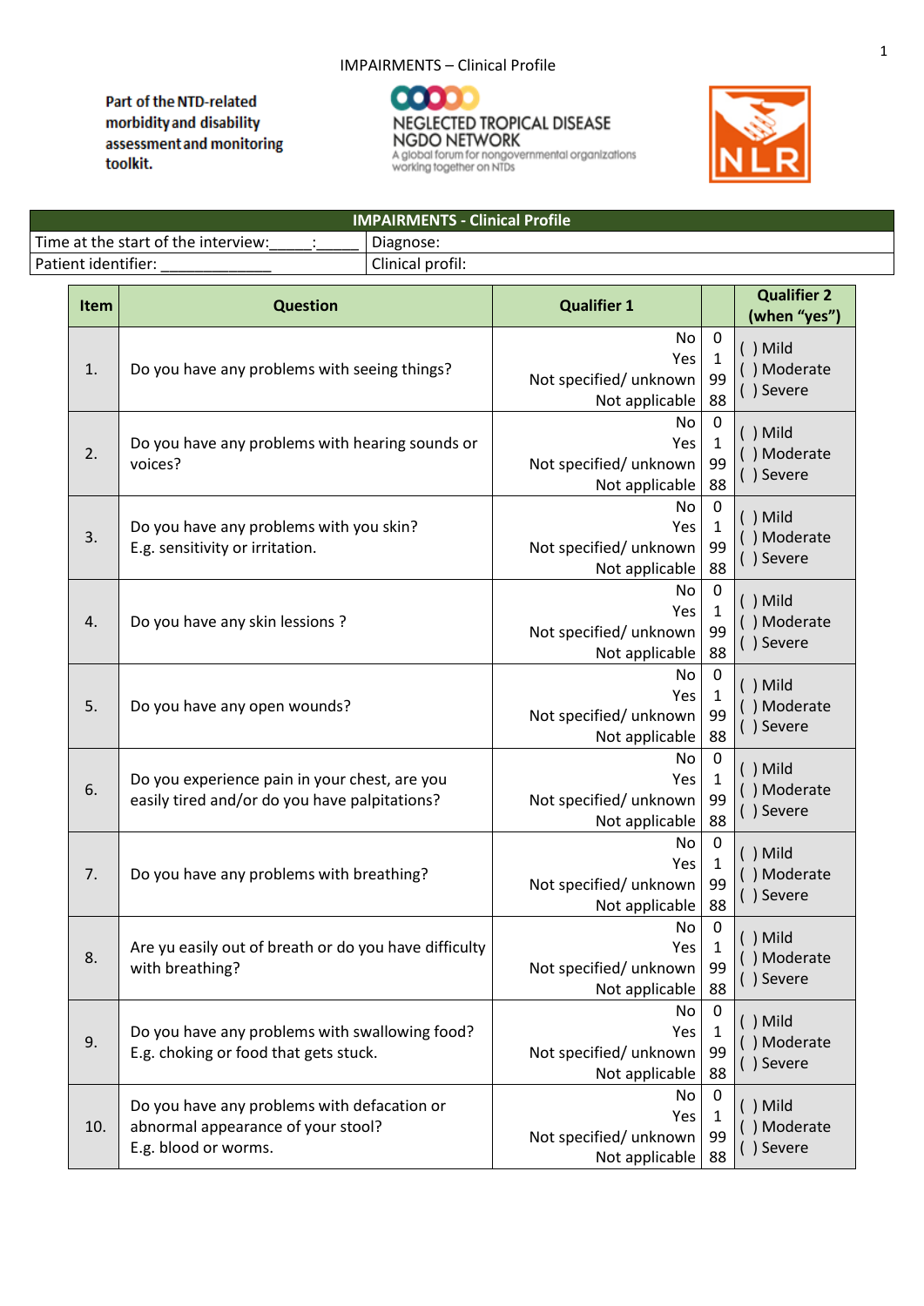IMPAIRMENTS – Clinical Profile

**Part of the NTD-related morbidity and disability assessment and monitoring toolkit.**

NEGLECTED TROPICAL DISEASE NGDO NETWORK
A global forum for nongovernmental organizations working together on NTDs

NLR

| IMPAIRMENTS - Clinical Profile | |
|---|---|
| Time at the start of the interview:_____:_____ | Diagnose: |
| Patient identifier: _____________ | Clinical profil: |

| Item | Question | Qualifier 1 | | Qualifier 2 (when "yes") |
|---|---|---|---|---|
| 1. | Do you have any problems with seeing things? | No<br>Yes<br>Not specified/ unknown<br>Not applicable | 0<br>1<br>99<br>88 | ( ) Mild<br>( ) Moderate<br>( ) Severe |
| 2. | Do you have any problems with hearing sounds or voices? | No<br>Yes<br>Not specified/ unknown<br>Not applicable | 0<br>1<br>99<br>88 | ( ) Mild<br>( ) Moderate<br>( ) Severe |
| 3. | Do you have any problems with you skin?<br>E.g. sensitivity or irritation. | No<br>Yes<br>Not specified/ unknown<br>Not applicable | 0<br>1<br>99<br>88 | ( ) Mild<br>( ) Moderate<br>( ) Severe |
| 4. | Do you have any skin lessions ? | No<br>Yes<br>Not specified/ unknown<br>Not applicable | 0<br>1<br>99<br>88 | ( ) Mild<br>( ) Moderate<br>( ) Severe |
| 5. | Do you have any open wounds? | No<br>Yes<br>Not specified/ unknown<br>Not applicable | 0<br>1<br>99<br>88 | ( ) Mild<br>( ) Moderate<br>( ) Severe |
| 6. | Do you experience pain in your chest, are you easily tired and/or do you have palpitations? | No<br>Yes<br>Not specified/ unknown<br>Not applicable | 0<br>1<br>99<br>88 | ( ) Mild<br>( ) Moderate<br>( ) Severe |
| 7. | Do you have any problems with breathing? | No<br>Yes<br>Not specified/ unknown<br>Not applicable | 0<br>1<br>99<br>88 | ( ) Mild<br>( ) Moderate<br>( ) Severe |
| 8. | Are yu easily out of breath or do you have difficulty with breathing? | No<br>Yes<br>Not specified/ unknown<br>Not applicable | 0<br>1<br>99<br>88 | ( ) Mild<br>( ) Moderate<br>( ) Severe |
| 9. | Do you have any problems with swallowing food?<br>E.g. choking or food that gets stuck. | No<br>Yes<br>Not specified/ unknown<br>Not applicable | 0<br>1<br>99<br>88 | ( ) Mild<br>( ) Moderate<br>( ) Severe |
| 10. | Do you have any problems with defacation or abnormal appearance of your stool?<br>E.g. blood or worms. | No<br>Yes<br>Not specified/ unknown<br>Not applicable | 0<br>1<br>99<br>88 | ( ) Mild<br>( ) Moderate<br>( ) Severe |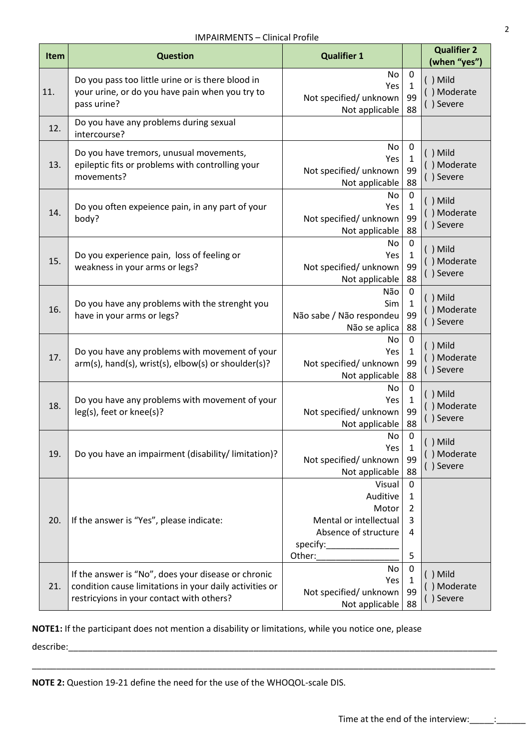IMPAIRMENTS – Clinical Profile

| Item | Question | Qualifier 1 | | Qualifier 2 (when "yes") |
|---|---|---|---|---|
| 11. | Do you pass too little urine or is there blood in your urine, or do you have pain when you try to pass urine? | No<br>Yes<br>Not specified/ unknown<br>Not applicable | 0<br>1<br>99<br>88 | ( ) Mild<br>( ) Moderate<br>( ) Severe |
| 12. | Do you have any problems during sexual intercourse? | | | |
| 13. | Do you have tremors, unusual movements, epileptic fits or problems with controlling your movements? | No<br>Yes<br>Not specified/ unknown<br>Not applicable | 0<br>1<br>99<br>88 | ( ) Mild<br>( ) Moderate<br>( ) Severe |
| 14. | Do you often expeience pain, in any part of your body? | No<br>Yes<br>Not specified/ unknown<br>Not applicable | 0<br>1<br>99<br>88 | ( ) Mild<br>( ) Moderate<br>( ) Severe |
| 15. | Do you experience pain, loss of feeling or weakness in your arms or legs? | No<br>Yes<br>Not specified/ unknown<br>Not applicable | 0<br>1<br>99<br>88 | ( ) Mild<br>( ) Moderate<br>( ) Severe |
| 16. | Do you have any problems with the strenght you have in your arms or legs? | Não<br>Sim<br>Não sabe / Não respondeu<br>Não se aplica | 0<br>1<br>99<br>88 | ( ) Mild<br>( ) Moderate<br>( ) Severe |
| 17. | Do you have any problems with movement of your arm(s), hand(s), wrist(s), elbow(s) or shoulder(s)? | No<br>Yes<br>Not specified/ unknown<br>Not applicable | 0<br>1<br>99<br>88 | ( ) Mild<br>( ) Moderate<br>( ) Severe |
| 18. | Do you have any problems with movement of your leg(s), feet or knee(s)? | No<br>Yes<br>Not specified/ unknown<br>Not applicable | 0<br>1<br>99<br>88 | ( ) Mild<br>( ) Moderate<br>( ) Severe |
| 19. | Do you have an impairment (disability/ limitation)? | No<br>Yes<br>Not specified/ unknown<br>Not applicable | 0<br>1<br>99<br>88 | ( ) Mild<br>( ) Moderate<br>( ) Severe |
| 20. | If the answer is "Yes", please indicate: | Visual<br>Auditive<br>Motor<br>Mental or intellectual<br>Absence of structure<br>specify:_______________<br>Other:_________________ | 0<br>1<br>2<br>3<br>4<br><br>5 | |
| 21. | If the answer is "No", does your disease or chronic condition cause limitations in your daily activities or restricyions in your contact with others? | No<br>Yes<br>Not specified/ unknown<br>Not applicable | 0<br>1<br>99<br>88 | ( ) Mild<br>( ) Moderate<br>( ) Severe |

**NOTE1:** If the participant does not mention a disability or limitations, while you notice one, please describe:_____________________________________________________________________________________

_____________________________________________________________________________________________

**NOTE 2:** Question 19-21 define the need for the use of the WHOQOL-scale DIS.

Time at the end of the interview:_____:______